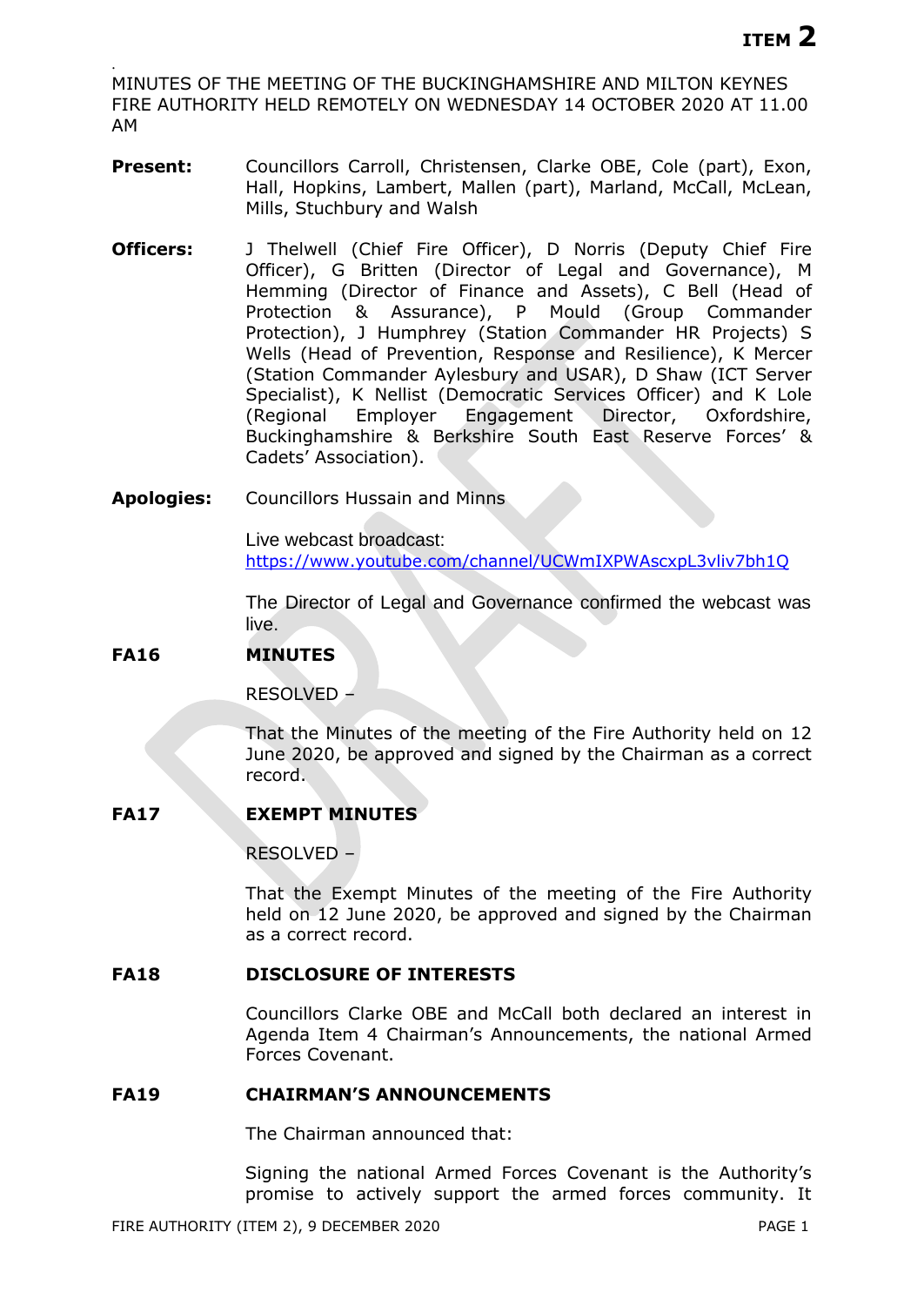**ITEM 2**

MINUTES OF THE MEETING OF THE BUCKINGHAMSHIRE AND MILTON KEYNES FIRE AUTHORITY HELD REMOTELY ON WEDNESDAY 14 OCTOBER 2020 AT 11.00 AM

**Present:** Councillors Carroll, Christensen, Clarke OBE, Cole (part), Exon, Hall, Hopkins, Lambert, Mallen (part), Marland, McCall, McLean, Mills, Stuchbury and Walsh

**Officers:** J Thelwell (Chief Fire Officer), D Norris (Deputy Chief Fire Officer), G Britten (Director of Legal and Governance), M Hemming (Director of Finance and Assets), C Bell (Head of Protection & Assurance), P Mould (Group Commander Protection), J Humphrey (Station Commander HR Projects) S Wells (Head of Prevention, Response and Resilience), K Mercer (Station Commander Aylesbury and USAR), D Shaw (ICT Server Specialist), K Nellist (Democratic Services Officer) and K Lole (Regional Employer Engagement Director, Oxfordshire, Buckinghamshire & Berkshire South East Reserve Forces' & Cadets' Association).

**Apologies:** Councillors Hussain and Minns

Live webcast broadcast:
https://www.youtube.com/channel/UCWmIXPWAscxpL3vliv7bh1Q

The Director of Legal and Governance confirmed the webcast was live.

**FA16 MINUTES**

RESOLVED –

That the Minutes of the meeting of the Fire Authority held on 12 June 2020, be approved and signed by the Chairman as a correct record.

**FA17 EXEMPT MINUTES**

RESOLVED –

That the Exempt Minutes of the meeting of the Fire Authority held on 12 June 2020, be approved and signed by the Chairman as a correct record.

**FA18 DISCLOSURE OF INTERESTS**

Councillors Clarke OBE and McCall both declared an interest in Agenda Item 4 Chairman's Announcements, the national Armed Forces Covenant.

**FA19 CHAIRMAN'S ANNOUNCEMENTS**

The Chairman announced that:

Signing the national Armed Forces Covenant is the Authority's promise to actively support the armed forces community. It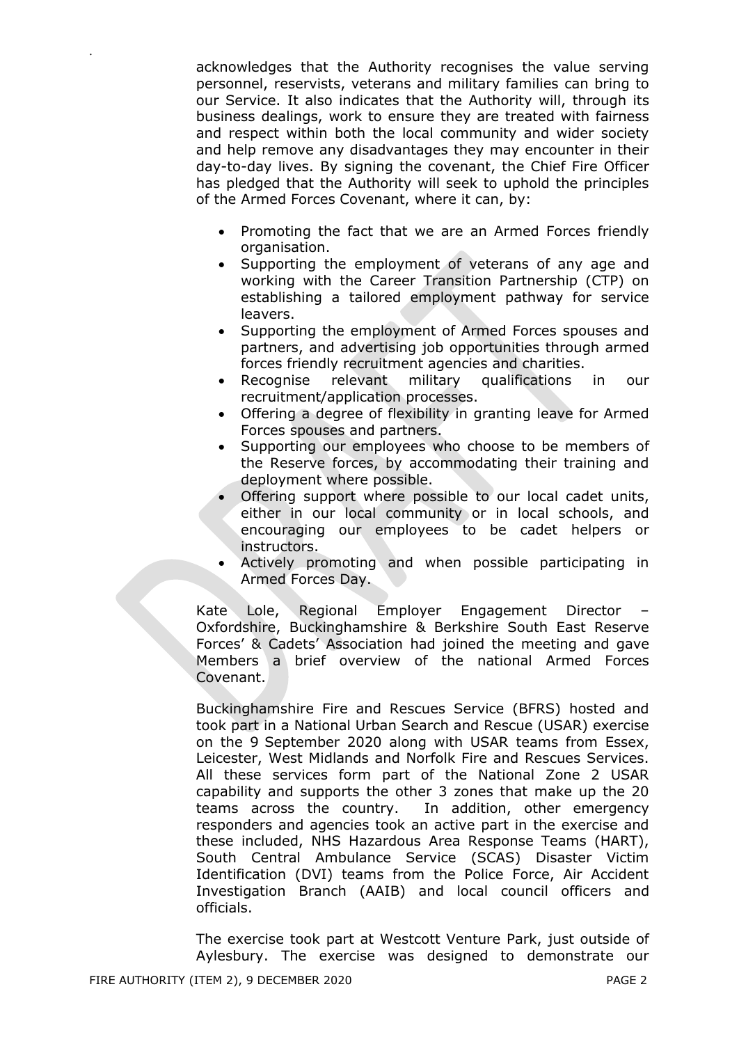acknowledges that the Authority recognises the value serving personnel, reservists, veterans and military families can bring to our Service. It also indicates that the Authority will, through its business dealings, work to ensure they are treated with fairness and respect within both the local community and wider society and help remove any disadvantages they may encounter in their day-to-day lives. By signing the covenant, the Chief Fire Officer has pledged that the Authority will seek to uphold the principles of the Armed Forces Covenant, where it can, by:

- Promoting the fact that we are an Armed Forces friendly organisation.
- Supporting the employment of veterans of any age and working with the Career Transition Partnership (CTP) on establishing a tailored employment pathway for service leavers.
- Supporting the employment of Armed Forces spouses and partners, and advertising job opportunities through armed forces friendly recruitment agencies and charities.
- Recognise relevant military qualifications in our recruitment/application processes.
- Offering a degree of flexibility in granting leave for Armed Forces spouses and partners.
- Supporting our employees who choose to be members of the Reserve forces, by accommodating their training and deployment where possible.
- Offering support where possible to our local cadet units, either in our local community or in local schools, and encouraging our employees to be cadet helpers or instructors.
- Actively promoting and when possible participating in Armed Forces Day.

Kate Lole, Regional Employer Engagement Director – Oxfordshire, Buckinghamshire & Berkshire South East Reserve Forces' & Cadets' Association had joined the meeting and gave Members a brief overview of the national Armed Forces Covenant.

Buckinghamshire Fire and Rescues Service (BFRS) hosted and took part in a National Urban Search and Rescue (USAR) exercise on the 9 September 2020 along with USAR teams from Essex, Leicester, West Midlands and Norfolk Fire and Rescues Services. All these services form part of the National Zone 2 USAR capability and supports the other 3 zones that make up the 20 teams across the country. In addition, other emergency responders and agencies took an active part in the exercise and these included, NHS Hazardous Area Response Teams (HART), South Central Ambulance Service (SCAS) Disaster Victim Identification (DVI) teams from the Police Force, Air Accident Investigation Branch (AAIB) and local council officers and officials.

The exercise took part at Westcott Venture Park, just outside of Aylesbury. The exercise was designed to demonstrate our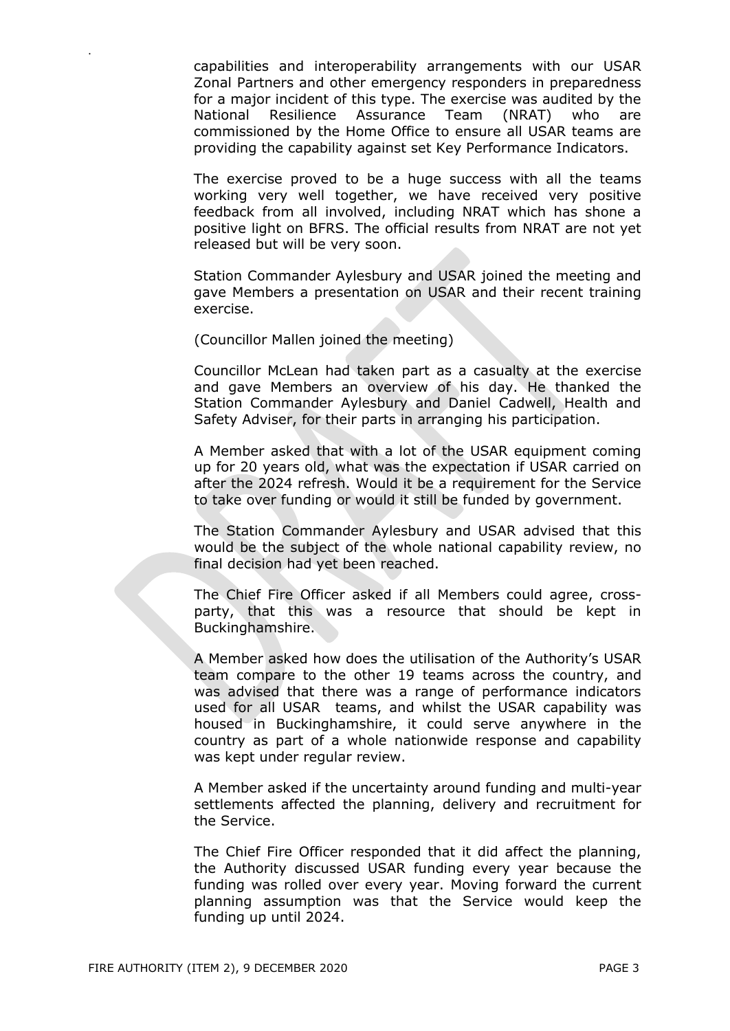capabilities and interoperability arrangements with our USAR Zonal Partners and other emergency responders in preparedness for a major incident of this type. The exercise was audited by the National Resilience Assurance Team (NRAT) who are commissioned by the Home Office to ensure all USAR teams are providing the capability against set Key Performance Indicators.

The exercise proved to be a huge success with all the teams working very well together, we have received very positive feedback from all involved, including NRAT which has shone a positive light on BFRS. The official results from NRAT are not yet released but will be very soon.

Station Commander Aylesbury and USAR joined the meeting and gave Members a presentation on USAR and their recent training exercise.

(Councillor Mallen joined the meeting)

Councillor McLean had taken part as a casualty at the exercise and gave Members an overview of his day. He thanked the Station Commander Aylesbury and Daniel Cadwell, Health and Safety Adviser, for their parts in arranging his participation.

A Member asked that with a lot of the USAR equipment coming up for 20 years old, what was the expectation if USAR carried on after the 2024 refresh. Would it be a requirement for the Service to take over funding or would it still be funded by government.

The Station Commander Aylesbury and USAR advised that this would be the subject of the whole national capability review, no final decision had yet been reached.

The Chief Fire Officer asked if all Members could agree, cross-party, that this was a resource that should be kept in Buckinghamshire.

A Member asked how does the utilisation of the Authority's USAR team compare to the other 19 teams across the country, and was advised that there was a range of performance indicators used for all USAR teams, and whilst the USAR capability was housed in Buckinghamshire, it could serve anywhere in the country as part of a whole nationwide response and capability was kept under regular review.

A Member asked if the uncertainty around funding and multi-year settlements affected the planning, delivery and recruitment for the Service.

The Chief Fire Officer responded that it did affect the planning, the Authority discussed USAR funding every year because the funding was rolled over every year. Moving forward the current planning assumption was that the Service would keep the funding up until 2024.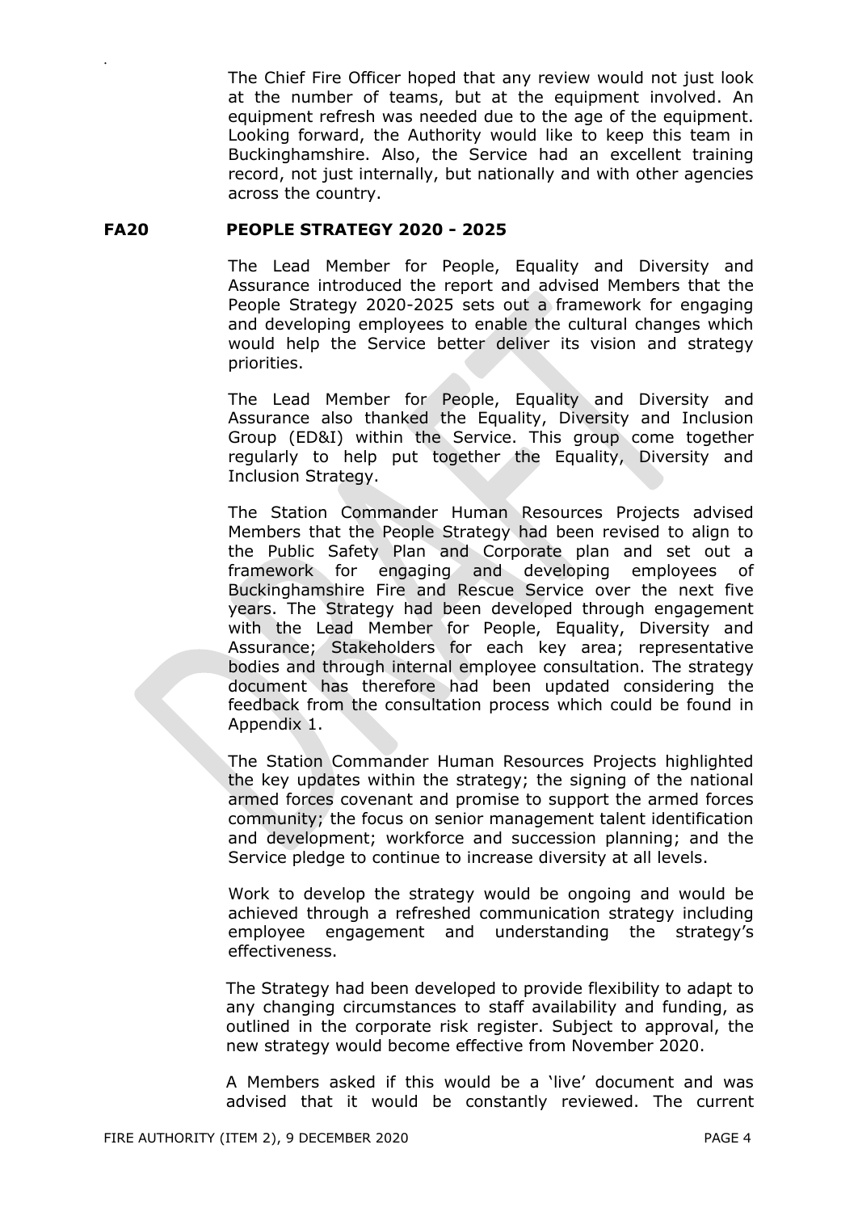The Chief Fire Officer hoped that any review would not just look at the number of teams, but at the equipment involved. An equipment refresh was needed due to the age of the equipment. Looking forward, the Authority would like to keep this team in Buckinghamshire. Also, the Service had an excellent training record, not just internally, but nationally and with other agencies across the country.

**FA20 PEOPLE STRATEGY 2020 - 2025**

The Lead Member for People, Equality and Diversity and Assurance introduced the report and advised Members that the People Strategy 2020-2025 sets out a framework for engaging and developing employees to enable the cultural changes which would help the Service better deliver its vision and strategy priorities.

The Lead Member for People, Equality and Diversity and Assurance also thanked the Equality, Diversity and Inclusion Group (ED&I) within the Service. This group come together regularly to help put together the Equality, Diversity and Inclusion Strategy.

The Station Commander Human Resources Projects advised Members that the People Strategy had been revised to align to the Public Safety Plan and Corporate plan and set out a framework for engaging and developing employees of Buckinghamshire Fire and Rescue Service over the next five years. The Strategy had been developed through engagement with the Lead Member for People, Equality, Diversity and Assurance; Stakeholders for each key area; representative bodies and through internal employee consultation. The strategy document has therefore had been updated considering the feedback from the consultation process which could be found in Appendix 1.

The Station Commander Human Resources Projects highlighted the key updates within the strategy; the signing of the national armed forces covenant and promise to support the armed forces community; the focus on senior management talent identification and development; workforce and succession planning; and the Service pledge to continue to increase diversity at all levels.

Work to develop the strategy would be ongoing and would be achieved through a refreshed communication strategy including employee engagement and understanding the strategy's effectiveness.

The Strategy had been developed to provide flexibility to adapt to any changing circumstances to staff availability and funding, as outlined in the corporate risk register. Subject to approval, the new strategy would become effective from November 2020.

A Members asked if this would be a 'live' document and was advised that it would be constantly reviewed. The current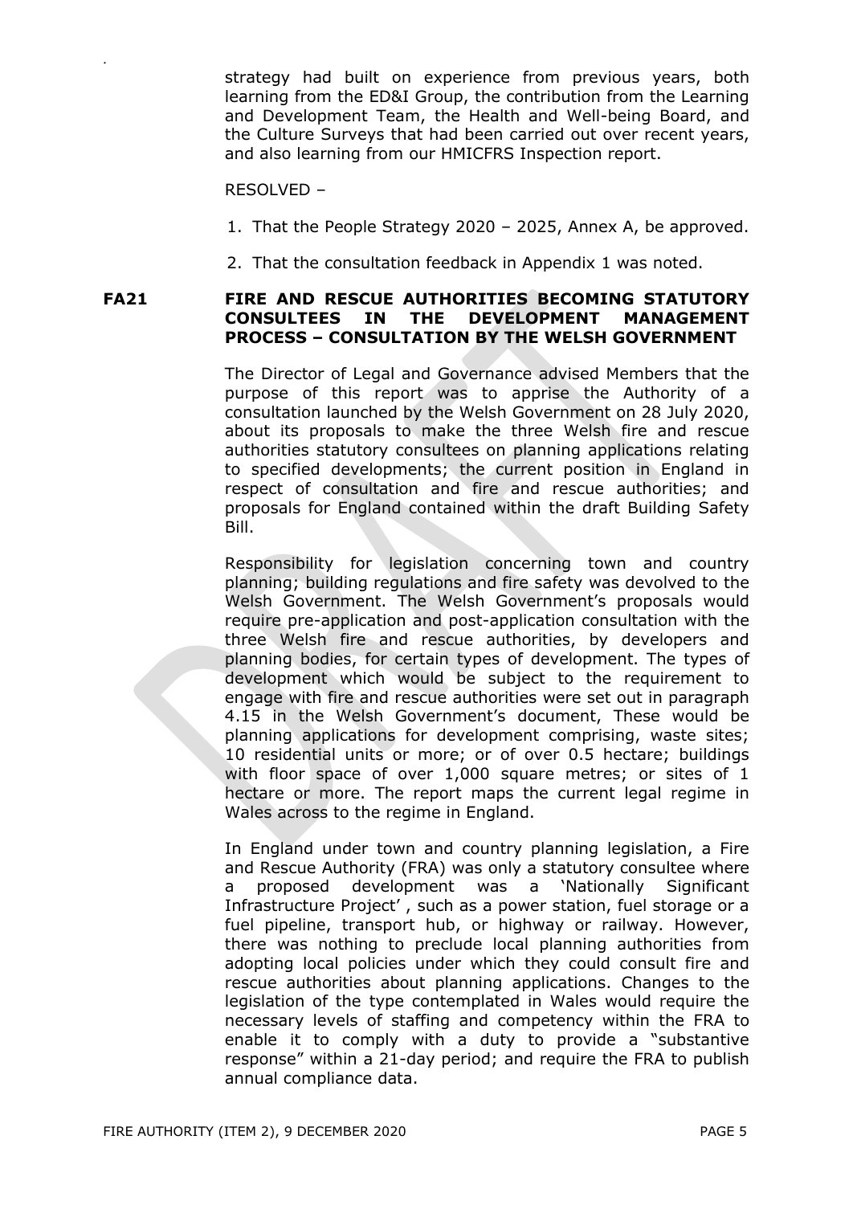strategy had built on experience from previous years, both learning from the ED&I Group, the contribution from the Learning and Development Team, the Health and Well-being Board, and the Culture Surveys that had been carried out over recent years, and also learning from our HMICFRS Inspection report.

RESOLVED –

1. That the People Strategy 2020 – 2025, Annex A, be approved.
2. That the consultation feedback in Appendix 1 was noted.

## FA21 FIRE AND RESCUE AUTHORITIES BECOMING STATUTORY CONSULTEES IN THE DEVELOPMENT MANAGEMENT PROCESS – CONSULTATION BY THE WELSH GOVERNMENT

The Director of Legal and Governance advised Members that the purpose of this report was to apprise the Authority of a consultation launched by the Welsh Government on 28 July 2020, about its proposals to make the three Welsh fire and rescue authorities statutory consultees on planning applications relating to specified developments; the current position in England in respect of consultation and fire and rescue authorities; and proposals for England contained within the draft Building Safety Bill.

Responsibility for legislation concerning town and country planning; building regulations and fire safety was devolved to the Welsh Government. The Welsh Government's proposals would require pre-application and post-application consultation with the three Welsh fire and rescue authorities, by developers and planning bodies, for certain types of development. The types of development which would be subject to the requirement to engage with fire and rescue authorities were set out in paragraph 4.15 in the Welsh Government's document, These would be planning applications for development comprising, waste sites; 10 residential units or more; or of over 0.5 hectare; buildings with floor space of over 1,000 square metres; or sites of 1 hectare or more. The report maps the current legal regime in Wales across to the regime in England.

In England under town and country planning legislation, a Fire and Rescue Authority (FRA) was only a statutory consultee where a proposed development was a 'Nationally Significant Infrastructure Project' , such as a power station, fuel storage or a fuel pipeline, transport hub, or highway or railway. However, there was nothing to preclude local planning authorities from adopting local policies under which they could consult fire and rescue authorities about planning applications. Changes to the legislation of the type contemplated in Wales would require the necessary levels of staffing and competency within the FRA to enable it to comply with a duty to provide a "substantive response" within a 21-day period; and require the FRA to publish annual compliance data.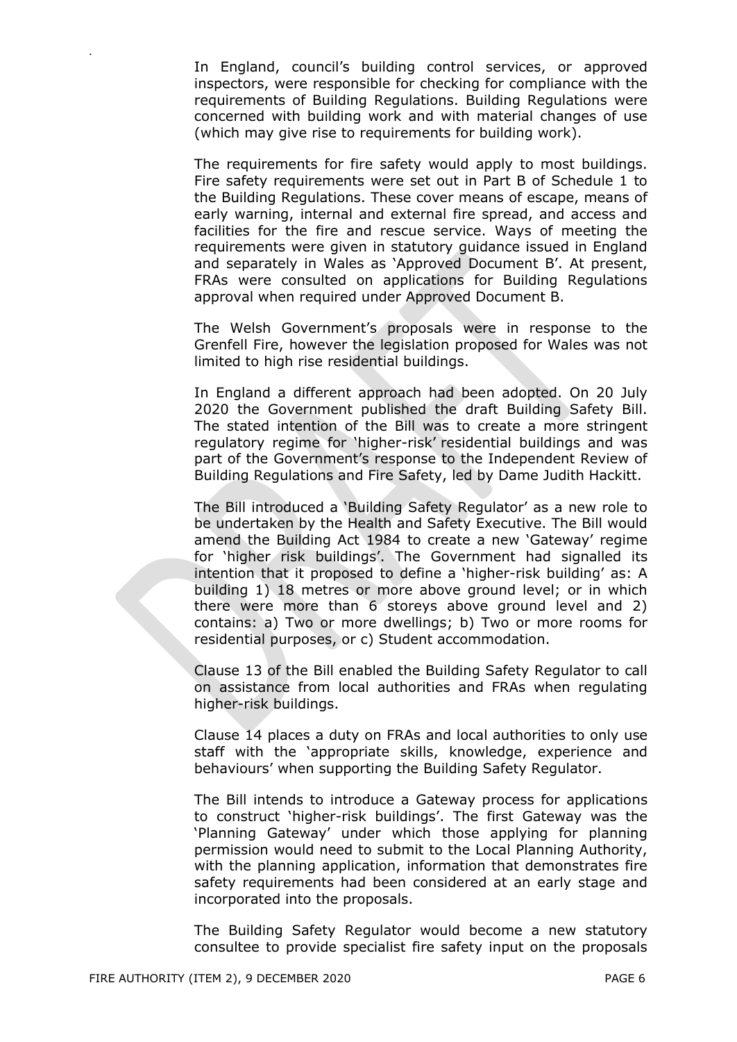In England, council's building control services, or approved inspectors, were responsible for checking for compliance with the requirements of Building Regulations. Building Regulations were concerned with building work and with material changes of use (which may give rise to requirements for building work).

The requirements for fire safety would apply to most buildings. Fire safety requirements were set out in Part B of Schedule 1 to the Building Regulations. These cover means of escape, means of early warning, internal and external fire spread, and access and facilities for the fire and rescue service. Ways of meeting the requirements were given in statutory guidance issued in England and separately in Wales as 'Approved Document B'. At present, FRAs were consulted on applications for Building Regulations approval when required under Approved Document B.

The Welsh Government's proposals were in response to the Grenfell Fire, however the legislation proposed for Wales was not limited to high rise residential buildings.

In England a different approach had been adopted. On 20 July 2020 the Government published the draft Building Safety Bill. The stated intention of the Bill was to create a more stringent regulatory regime for 'higher-risk' residential buildings and was part of the Government's response to the Independent Review of Building Regulations and Fire Safety, led by Dame Judith Hackitt.

The Bill introduced a 'Building Safety Regulator' as a new role to be undertaken by the Health and Safety Executive. The Bill would amend the Building Act 1984 to create a new 'Gateway' regime for 'higher risk buildings'. The Government had signalled its intention that it proposed to define a 'higher-risk building' as: A building 1) 18 metres or more above ground level; or in which there were more than 6 storeys above ground level and 2) contains: a) Two or more dwellings; b) Two or more rooms for residential purposes, or c) Student accommodation.

Clause 13 of the Bill enabled the Building Safety Regulator to call on assistance from local authorities and FRAs when regulating higher-risk buildings.

Clause 14 places a duty on FRAs and local authorities to only use staff with the 'appropriate skills, knowledge, experience and behaviours' when supporting the Building Safety Regulator.

The Bill intends to introduce a Gateway process for applications to construct 'higher-risk buildings'. The first Gateway was the 'Planning Gateway' under which those applying for planning permission would need to submit to the Local Planning Authority, with the planning application, information that demonstrates fire safety requirements had been considered at an early stage and incorporated into the proposals.

The Building Safety Regulator would become a new statutory consultee to provide specialist fire safety input on the proposals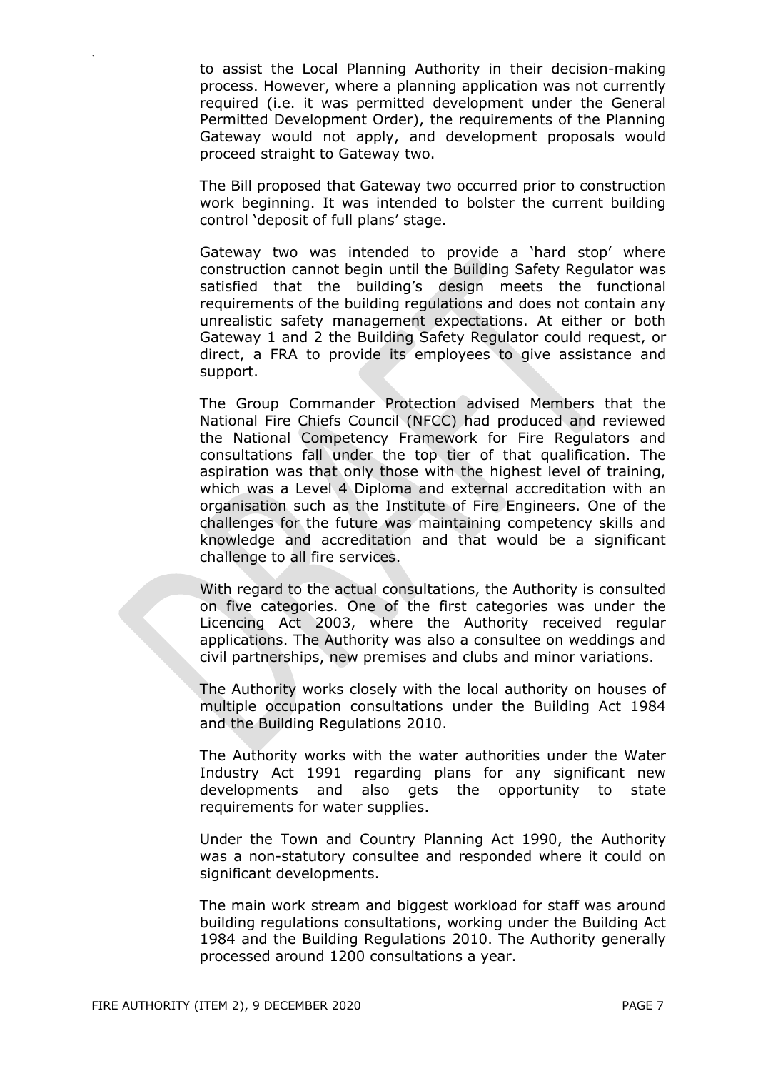to assist the Local Planning Authority in their decision-making process. However, where a planning application was not currently required (i.e. it was permitted development under the General Permitted Development Order), the requirements of the Planning Gateway would not apply, and development proposals would proceed straight to Gateway two.

The Bill proposed that Gateway two occurred prior to construction work beginning. It was intended to bolster the current building control 'deposit of full plans' stage.

Gateway two was intended to provide a 'hard stop' where construction cannot begin until the Building Safety Regulator was satisfied that the building's design meets the functional requirements of the building regulations and does not contain any unrealistic safety management expectations. At either or both Gateway 1 and 2 the Building Safety Regulator could request, or direct, a FRA to provide its employees to give assistance and support.

The Group Commander Protection advised Members that the National Fire Chiefs Council (NFCC) had produced and reviewed the National Competency Framework for Fire Regulators and consultations fall under the top tier of that qualification. The aspiration was that only those with the highest level of training, which was a Level 4 Diploma and external accreditation with an organisation such as the Institute of Fire Engineers. One of the challenges for the future was maintaining competency skills and knowledge and accreditation and that would be a significant challenge to all fire services.

With regard to the actual consultations, the Authority is consulted on five categories. One of the first categories was under the Licencing Act 2003, where the Authority received regular applications. The Authority was also a consultee on weddings and civil partnerships, new premises and clubs and minor variations.

The Authority works closely with the local authority on houses of multiple occupation consultations under the Building Act 1984 and the Building Regulations 2010.

The Authority works with the water authorities under the Water Industry Act 1991 regarding plans for any significant new developments and also gets the opportunity to state requirements for water supplies.

Under the Town and Country Planning Act 1990, the Authority was a non-statutory consultee and responded where it could on significant developments.

The main work stream and biggest workload for staff was around building regulations consultations, working under the Building Act 1984 and the Building Regulations 2010. The Authority generally processed around 1200 consultations a year.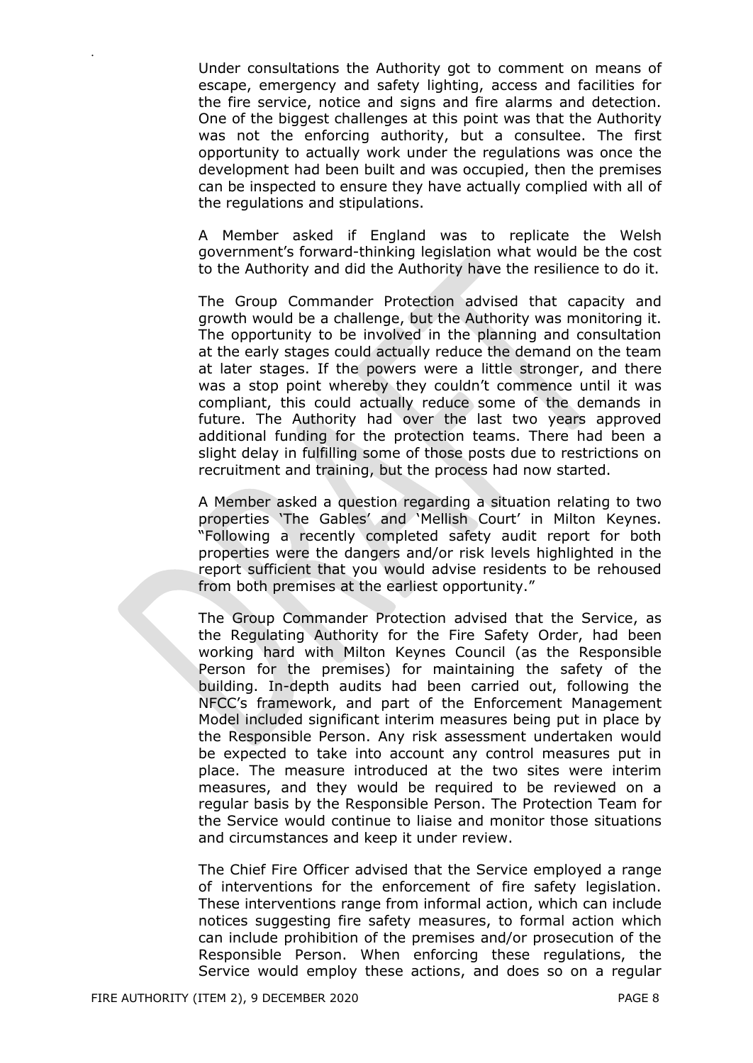Under consultations the Authority got to comment on means of escape, emergency and safety lighting, access and facilities for the fire service, notice and signs and fire alarms and detection. One of the biggest challenges at this point was that the Authority was not the enforcing authority, but a consultee. The first opportunity to actually work under the regulations was once the development had been built and was occupied, then the premises can be inspected to ensure they have actually complied with all of the regulations and stipulations.

A Member asked if England was to replicate the Welsh government's forward-thinking legislation what would be the cost to the Authority and did the Authority have the resilience to do it.

The Group Commander Protection advised that capacity and growth would be a challenge, but the Authority was monitoring it. The opportunity to be involved in the planning and consultation at the early stages could actually reduce the demand on the team at later stages. If the powers were a little stronger, and there was a stop point whereby they couldn't commence until it was compliant, this could actually reduce some of the demands in future. The Authority had over the last two years approved additional funding for the protection teams. There had been a slight delay in fulfilling some of those posts due to restrictions on recruitment and training, but the process had now started.

A Member asked a question regarding a situation relating to two properties 'The Gables' and 'Mellish Court' in Milton Keynes. "Following a recently completed safety audit report for both properties were the dangers and/or risk levels highlighted in the report sufficient that you would advise residents to be rehoused from both premises at the earliest opportunity."

The Group Commander Protection advised that the Service, as the Regulating Authority for the Fire Safety Order, had been working hard with Milton Keynes Council (as the Responsible Person for the premises) for maintaining the safety of the building. In-depth audits had been carried out, following the NFCC's framework, and part of the Enforcement Management Model included significant interim measures being put in place by the Responsible Person. Any risk assessment undertaken would be expected to take into account any control measures put in place. The measure introduced at the two sites were interim measures, and they would be required to be reviewed on a regular basis by the Responsible Person. The Protection Team for the Service would continue to liaise and monitor those situations and circumstances and keep it under review.

The Chief Fire Officer advised that the Service employed a range of interventions for the enforcement of fire safety legislation. These interventions range from informal action, which can include notices suggesting fire safety measures, to formal action which can include prohibition of the premises and/or prosecution of the Responsible Person. When enforcing these regulations, the Service would employ these actions, and does so on a regular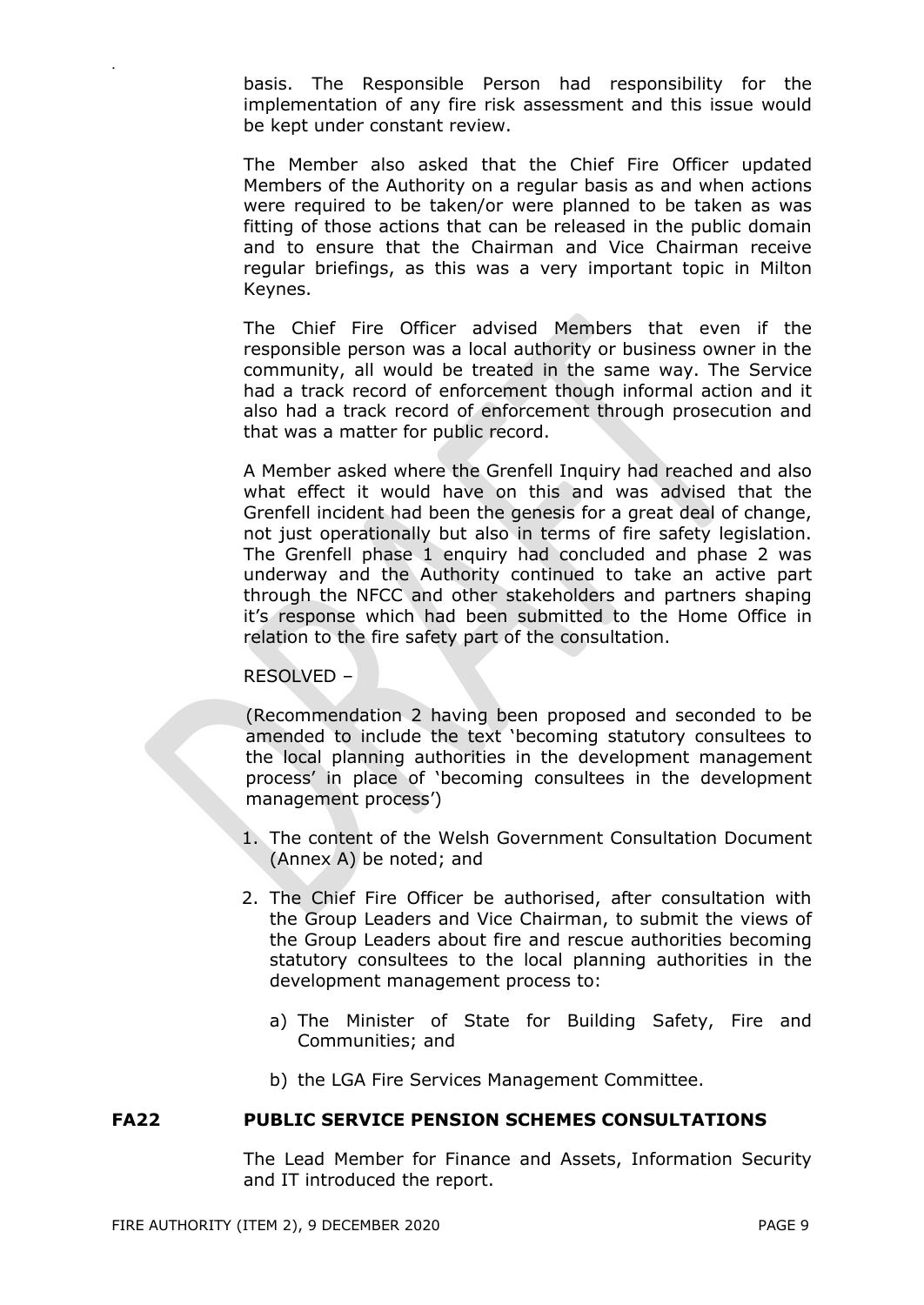basis. The Responsible Person had responsibility for the implementation of any fire risk assessment and this issue would be kept under constant review.

The Member also asked that the Chief Fire Officer updated Members of the Authority on a regular basis as and when actions were required to be taken/or were planned to be taken as was fitting of those actions that can be released in the public domain and to ensure that the Chairman and Vice Chairman receive regular briefings, as this was a very important topic in Milton Keynes.

The Chief Fire Officer advised Members that even if the responsible person was a local authority or business owner in the community, all would be treated in the same way. The Service had a track record of enforcement though informal action and it also had a track record of enforcement through prosecution and that was a matter for public record.

A Member asked where the Grenfell Inquiry had reached and also what effect it would have on this and was advised that the Grenfell incident had been the genesis for a great deal of change, not just operationally but also in terms of fire safety legislation. The Grenfell phase 1 enquiry had concluded and phase 2 was underway and the Authority continued to take an active part through the NFCC and other stakeholders and partners shaping it's response which had been submitted to the Home Office in relation to the fire safety part of the consultation.

RESOLVED –

(Recommendation 2 having been proposed and seconded to be amended to include the text 'becoming statutory consultees to the local planning authorities in the development management process' in place of 'becoming consultees in the development management process')

1. The content of the Welsh Government Consultation Document (Annex A) be noted; and
2. The Chief Fire Officer be authorised, after consultation with the Group Leaders and Vice Chairman, to submit the views of the Group Leaders about fire and rescue authorities becoming statutory consultees to the local planning authorities in the development management process to:
   a) The Minister of State for Building Safety, Fire and Communities; and
   b) the LGA Fire Services Management Committee.

**FA22 PUBLIC SERVICE PENSION SCHEMES CONSULTATIONS**

The Lead Member for Finance and Assets, Information Security and IT introduced the report.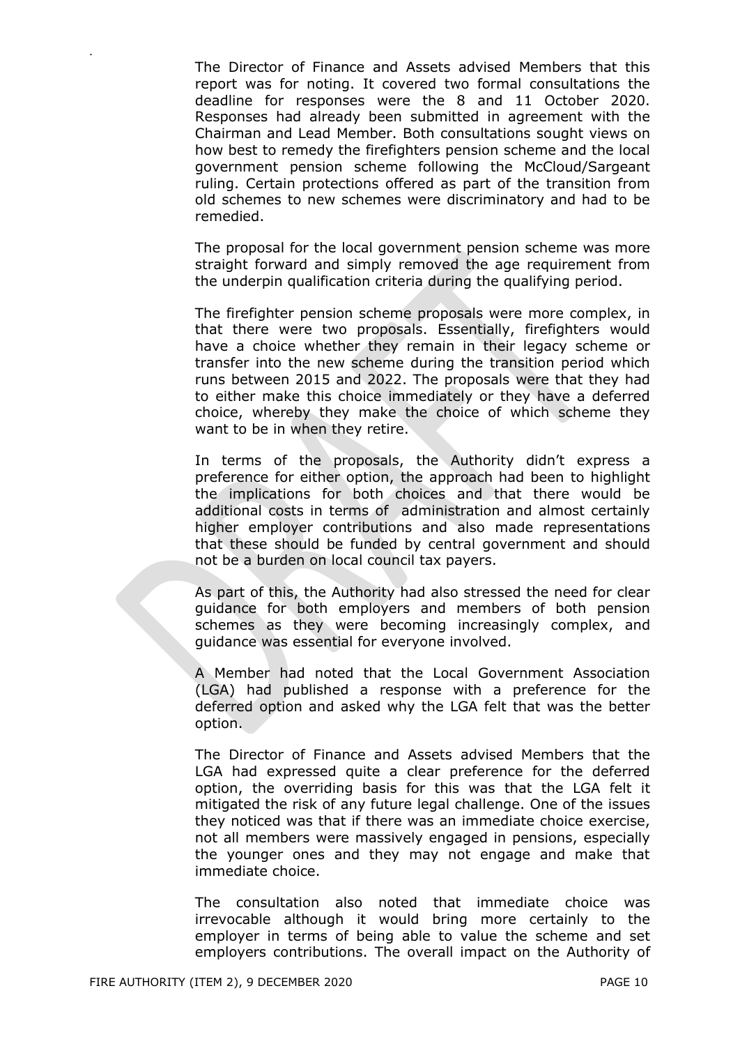The Director of Finance and Assets advised Members that this report was for noting. It covered two formal consultations the deadline for responses were the 8 and 11 October 2020. Responses had already been submitted in agreement with the Chairman and Lead Member. Both consultations sought views on how best to remedy the firefighters pension scheme and the local government pension scheme following the McCloud/Sargeant ruling. Certain protections offered as part of the transition from old schemes to new schemes were discriminatory and had to be remedied.

The proposal for the local government pension scheme was more straight forward and simply removed the age requirement from the underpin qualification criteria during the qualifying period.

The firefighter pension scheme proposals were more complex, in that there were two proposals. Essentially, firefighters would have a choice whether they remain in their legacy scheme or transfer into the new scheme during the transition period which runs between 2015 and 2022. The proposals were that they had to either make this choice immediately or they have a deferred choice, whereby they make the choice of which scheme they want to be in when they retire.

In terms of the proposals, the Authority didn't express a preference for either option, the approach had been to highlight the implications for both choices and that there would be additional costs in terms of administration and almost certainly higher employer contributions and also made representations that these should be funded by central government and should not be a burden on local council tax payers.

As part of this, the Authority had also stressed the need for clear guidance for both employers and members of both pension schemes as they were becoming increasingly complex, and guidance was essential for everyone involved.

A Member had noted that the Local Government Association (LGA) had published a response with a preference for the deferred option and asked why the LGA felt that was the better option.

The Director of Finance and Assets advised Members that the LGA had expressed quite a clear preference for the deferred option, the overriding basis for this was that the LGA felt it mitigated the risk of any future legal challenge. One of the issues they noticed was that if there was an immediate choice exercise, not all members were massively engaged in pensions, especially the younger ones and they may not engage and make that immediate choice.

The consultation also noted that immediate choice was irrevocable although it would bring more certainly to the employer in terms of being able to value the scheme and set employers contributions. The overall impact on the Authority of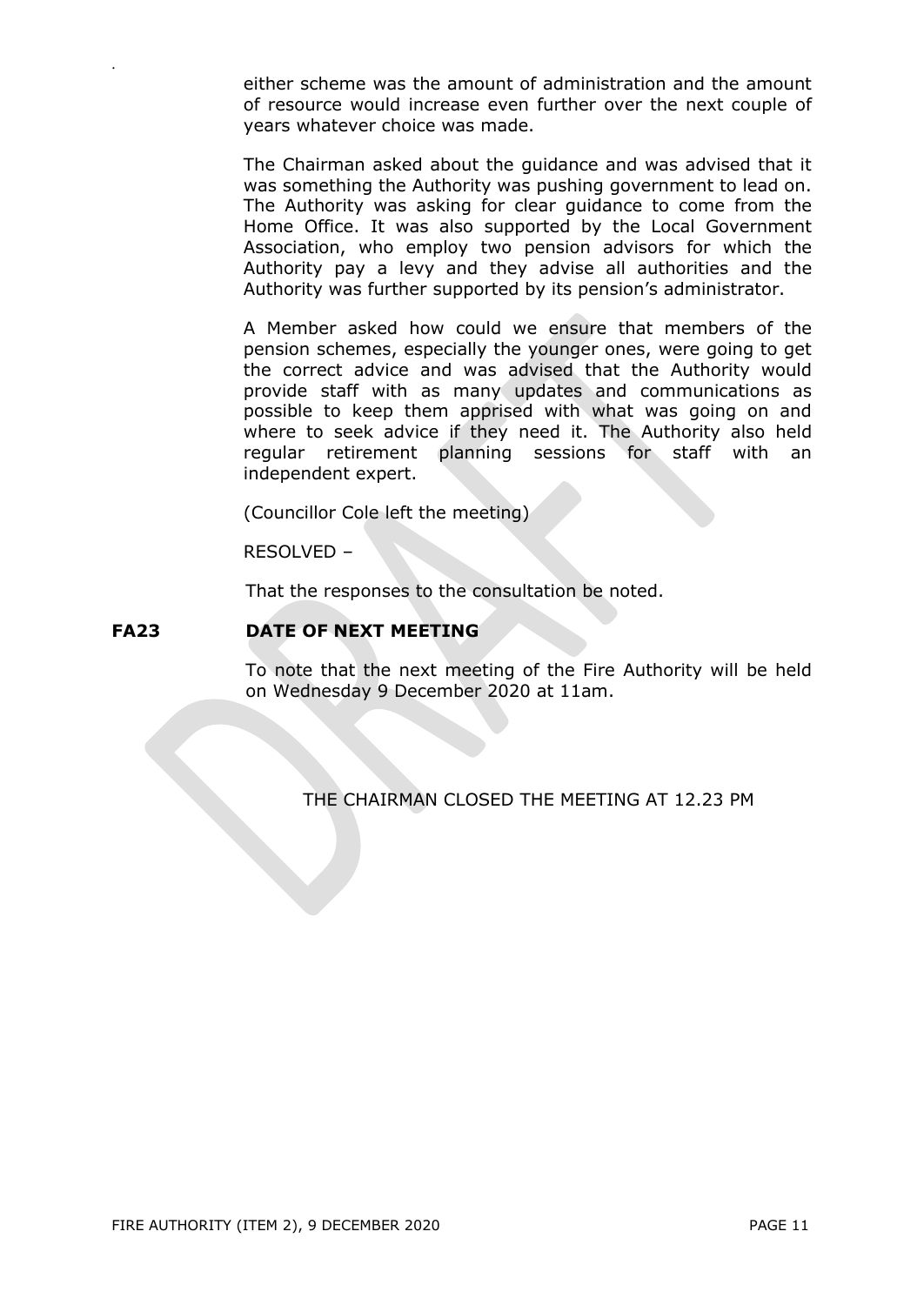either scheme was the amount of administration and the amount of resource would increase even further over the next couple of years whatever choice was made.

The Chairman asked about the guidance and was advised that it was something the Authority was pushing government to lead on. The Authority was asking for clear guidance to come from the Home Office. It was also supported by the Local Government Association, who employ two pension advisors for which the Authority pay a levy and they advise all authorities and the Authority was further supported by its pension's administrator.

A Member asked how could we ensure that members of the pension schemes, especially the younger ones, were going to get the correct advice and was advised that the Authority would provide staff with as many updates and communications as possible to keep them apprised with what was going on and where to seek advice if they need it. The Authority also held regular retirement planning sessions for staff with an independent expert.

(Councillor Cole left the meeting)

RESOLVED –

That the responses to the consultation be noted.

**FA23 DATE OF NEXT MEETING**

To note that the next meeting of the Fire Authority will be held on Wednesday 9 December 2020 at 11am.

THE CHAIRMAN CLOSED THE MEETING AT 12.23 PM